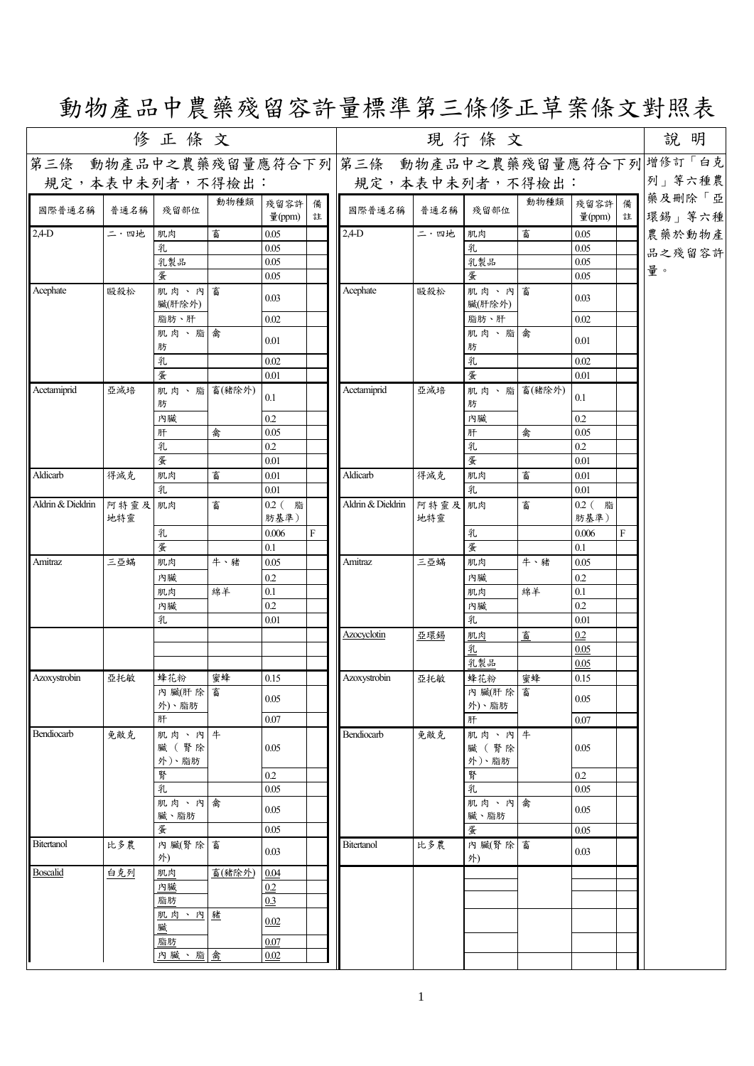# 動物產品中農藥殘留容許量標準第三條修正草案條文對照表

| 修正條文 | 現行條文 | 說明 |
|---|---|---|
| 第三條　動物產品中之農藥殘留量應符合下列規定，本表中未列者，不得檢出： | 第三條　動物產品中之農藥殘留量應符合下列規定，本表中未列者，不得檢出： | 增修訂「白克列」等六種農藥及刪除「亞環錫」等六種農藥於動物產品之殘留容許量。 |

**修正條文：**

| 國際普通名稱 | 普通名稱 | 殘留部位 | 動物種類 | 殘留容許量(ppm) | 備註 |
|---|---|---|---|---|---|
| 2,4-D | 二，四地 | 肌肉 | 畜 | 0.05 | |
| | | 乳 | | 0.05 | |
| | | 乳製品 | | 0.05 | |
| | | 蛋 | | 0.05 | |
| Acephate | 毆殺松 | 肌肉、內臟(肝除外) | 畜 | 0.03 | |
| | | 脂肪、肝 | | 0.02 | |
| | | 肌肉、脂肪 | 禽 | 0.01 | |
| | | 乳 | | 0.02 | |
| | | 蛋 | | 0.01 | |
| Acetamiprid | 亞滅培 | 肌肉、脂肪 | 畜(豬除外) | 0.1 | |
| | | 內臟 | | 0.2 | |
| | | 肝 | 禽 | 0.05 | |
| | | 乳 | | 0.2 | |
| | | 蛋 | | 0.01 | |
| Aldicarb | 得滅克 | 肌肉 | 畜 | 0.01 | |
| | | 乳 | | 0.01 | |
| Aldrin & Dieldrin | 阿特靈及地特靈 | 肌肉 | 畜 | 0.2（脂肪基準） | |
| | | 乳 | | 0.006 | F |
| | | 蛋 | | 0.1 | |
| Amitraz | 三亞蟎 | 肌肉 | 牛、豬 | 0.05 | |
| | | 內臟 | | 0.2 | |
| | | 肌肉 | 綿羊 | 0.1 | |
| | | 內臟 | | 0.2 | |
| | | 乳 | | 0.01 | |
| | | | | | |
| | | | | | |
| | | | | | |
| Azoxystrobin | 亞托敏 | 蜂花粉 | 蜜蜂 | 0.15 | |
| | | 內臟(肝除外)、脂肪 | 畜 | 0.05 | |
| | | 肝 | | 0.07 | |
| Bendiocarb | 免敵克 | 肌肉、內臟（腎除外)、脂肪 | 牛 | 0.05 | |
| | | 腎 | | 0.2 | |
| | | 乳 | | 0.05 | |
| | | 肌肉、內臟、脂肪 | 禽 | 0.05 | |
| | | 蛋 | | 0.05 | |
| Bitertanol | 比多農 | 內臟(腎除外) | 畜 | 0.03 | |
| Boscalid | 白克列 | 肌肉 | 畜(豬除外) | 0.04 | |
| | | 內臟 | | 0.2 | |
| | | 脂肪 | | 0.3 | |
| | | 肌肉、內臟 | 豬 | 0.02 | |
| | | 脂肪 | | 0.07 | |
| | | 內臟、脂 | 禽 | 0.02 | |

**現行條文：**

| 國際普通名稱 | 普通名稱 | 殘留部位 | 動物種類 | 殘留容許量(ppm) | 備註 |
|---|---|---|---|---|---|
| 2,4-D | 二，四地 | 肌肉 | 畜 | 0.05 | |
| | | 乳 | | 0.05 | |
| | | 乳製品 | | 0.05 | |
| | | 蛋 | | 0.05 | |
| Acephate | 毆殺松 | 肌肉、內臟(肝除外) | 畜 | 0.03 | |
| | | 脂肪、肝 | | 0.02 | |
| | | 肌肉、脂肪 | 禽 | 0.01 | |
| | | 乳 | | 0.02 | |
| | | 蛋 | | 0.01 | |
| Acetamiprid | 亞滅培 | 肌肉、脂肪 | 畜(豬除外) | 0.1 | |
| | | 內臟 | | 0.2 | |
| | | 肝 | 禽 | 0.05 | |
| | | 乳 | | 0.2 | |
| | | 蛋 | | 0.01 | |
| Aldicarb | 得滅克 | 肌肉 | 畜 | 0.01 | |
| | | 乳 | | 0.01 | |
| Aldrin & Dieldrin | 阿特靈及地特靈 | 肌肉 | 畜 | 0.2（脂肪基準） | |
| | | 乳 | | 0.006 | F |
| | | 蛋 | | 0.1 | |
| Amitraz | 三亞蟎 | 肌肉 | 牛、豬 | 0.05 | |
| | | 內臟 | | 0.2 | |
| | | 肌肉 | 綿羊 | 0.1 | |
| | | 內臟 | | 0.2 | |
| | | 乳 | | 0.01 | |
| Azocyclotin | 亞環錫 | 肌肉 | 畜 | 0.2 | |
| | | 乳 | | 0.05 | |
| | | 乳製品 | | 0.05 | |
| Azoxystrobin | 亞托敏 | 蜂花粉 | 蜜蜂 | 0.15 | |
| | | 內臟(肝除外)、脂肪 | 畜 | 0.05 | |
| | | 肝 | | 0.07 | |
| Bendiocarb | 免敵克 | 肌肉、內臟（腎除外)、脂肪 | 牛 | 0.05 | |
| | | 腎 | | 0.2 | |
| | | 乳 | | 0.05 | |
| | | 肌肉、內臟、脂肪 | 禽 | 0.05 | |
| | | 蛋 | | 0.05 | |
| Bitertanol | 比多農 | 內臟(腎除外) | 畜 | 0.03 | |
| | | | | | |
| | | | | | |
| | | | | | |
| | | | | | |
| | | | | | |
| | | | | | |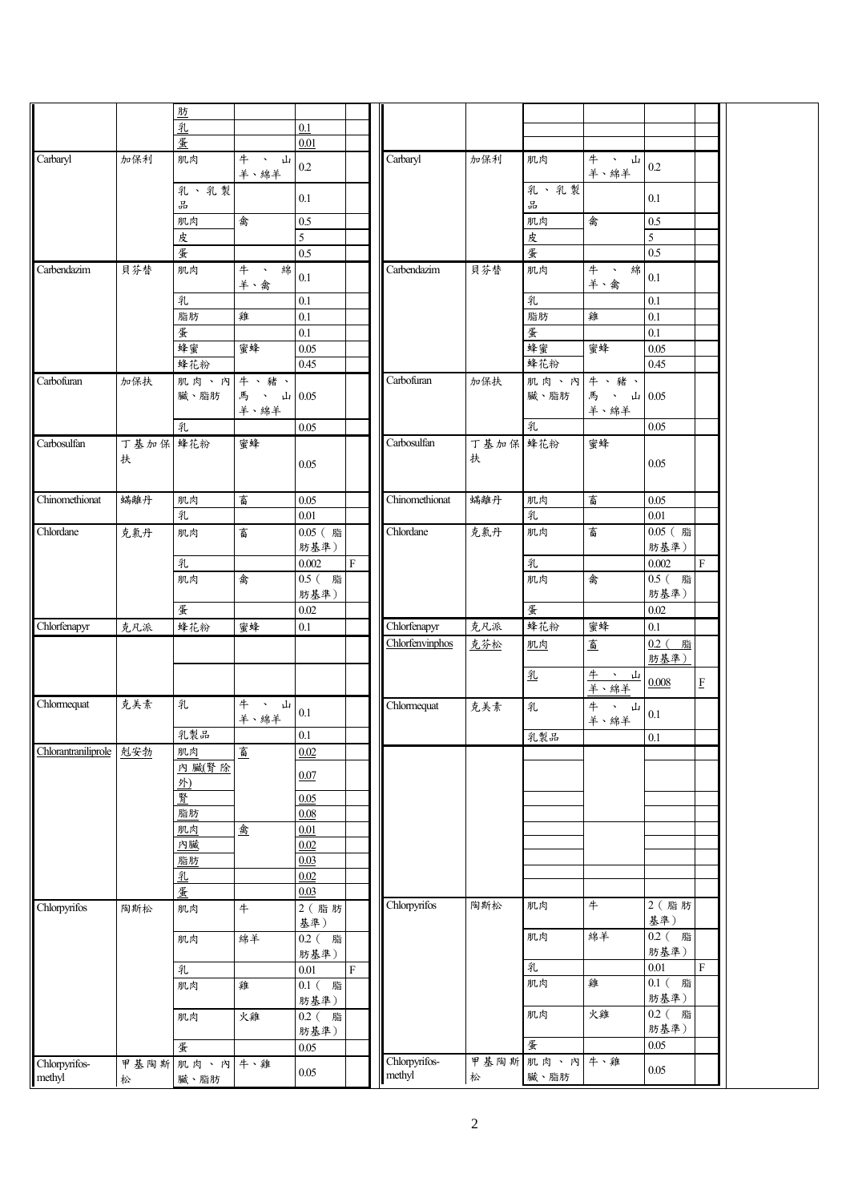| | | | | | | | | | | | |
|---|---|---|---|---|---|---|---|---|---|---|---|
| | | 肪 | | | | | | | | | |
| | | 乳 | | 0.1 | | | | | | | |
| | | 蛋 | | 0.01 | | | | | | | |
| Carbaryl | 加保利 | 肌肉 | 牛、山羊、綿羊 | 0.2 | | Carbaryl | 加保利 | 肌肉 | 牛、山羊、綿羊 | 0.2 | |
| | | 乳、乳製品 | | 0.1 | | | | 乳、乳製品 | | 0.1 | |
| | | 肌肉 | 禽 | 0.5 | | | | 肌肉 | 禽 | 0.5 | |
| | | 皮 | | 5 | | | | 皮 | | 5 | |
| | | 蛋 | | 0.5 | | | | 蛋 | | 0.5 | |
| Carbendazim | 貝芬替 | 肌肉 | 牛、綿羊、禽 | 0.1 | | Carbendazim | 貝芬替 | 肌肉 | 牛、綿羊、禽 | 0.1 | |
| | | 乳 | | 0.1 | | | | 乳 | | 0.1 | |
| | | 脂肪 | 雞 | 0.1 | | | | 脂肪 | 雞 | 0.1 | |
| | | 蛋 | | 0.1 | | | | 蛋 | | 0.1 | |
| | | 蜂蜜 | 蜜蜂 | 0.05 | | | | 蜂蜜 | 蜜蜂 | 0.05 | |
| | | 蜂花粉 | | 0.45 | | | | 蜂花粉 | | 0.45 | |
| Carbofuran | 加保扶 | 肌肉、內臟、脂肪 | 牛、豬、馬、山羊、綿羊 | 0.05 | | Carbofuran | 加保扶 | 肌肉、內臟、脂肪 | 牛、豬、馬、山羊、綿羊 | 0.05 | |
| | | 乳 | | 0.05 | | | | 乳 | | 0.05 | |
| Carbosulfan | 丁基加保扶 | 蜂花粉 | 蜜蜂 | 0.05 | | Carbosulfan | 丁基加保扶 | 蜂花粉 | 蜜蜂 | 0.05 | |
| Chinomethionat | 蟎離丹 | 肌肉 | 畜 | 0.05 | | Chinomethionat | 蟎離丹 | 肌肉 | 畜 | 0.05 | |
| | | 乳 | | 0.01 | | | | 乳 | | 0.01 | |
| Chlordane | 克氯丹 | 肌肉 | 畜 | 0.05（脂肪基準） | | Chlordane | 克氯丹 | 肌肉 | 畜 | 0.05（脂肪基準） | |
| | | 乳 | | 0.002 | F | | | 乳 | | 0.002 | F |
| | | 肌肉 | 禽 | 0.5（脂肪基準） | | | | 肌肉 | 禽 | 0.5（脂肪基準） | |
| | | 蛋 | | 0.02 | | | | 蛋 | | 0.02 | |
| Chlorfenapyr | 克凡派 | 蜂花粉 | 蜜蜂 | 0.1 | | Chlorfenapyr | 克凡派 | 蜂花粉 | 蜜蜂 | 0.1 | |
| | | | | | | Chlorfenvinphos | 克芬松 | 肌肉 | 畜 | 0.2（脂肪基準） | |
| | | | | | | | | 乳 | 牛、山羊、綿羊 | 0.008 | F |
| Chlormequat | 克美素 | 乳 | 牛、山羊、綿羊 | 0.1 | | Chlormequat | 克美素 | 乳 | 牛、山羊、綿羊 | 0.1 | |
| | | 乳製品 | | 0.1 | | | | 乳製品 | | 0.1 | |
| Chlorantraniliprole | 剋安勃 | 肌肉 | 畜 | 0.02 | | | | | | | |
| | | 內臟(腎除外) | | 0.07 | | | | | | | |
| | | 腎 | | 0.05 | | | | | | | |
| | | 脂肪 | | 0.08 | | | | | | | |
| | | 肌肉 | 禽 | 0.01 | | | | | | | |
| | | 內臟 | | 0.02 | | | | | | | |
| | | 脂肪 | | 0.03 | | | | | | | |
| | | 乳 | | 0.02 | | | | | | | |
| | | 蛋 | | 0.03 | | | | | | | |
| Chlorpyrifos | 陶斯松 | 肌肉 | 牛 | 2（脂肪基準） | | Chlorpyrifos | 陶斯松 | 肌肉 | 牛 | 2（脂肪基準） | |
| | | 肌肉 | 綿羊 | 0.2（脂肪基準） | | | | 肌肉 | 綿羊 | 0.2（脂肪基準） | |
| | | 乳 | | 0.01 | F | | | 乳 | | 0.01 | F |
| | | 肌肉 | 雞 | 0.1（脂肪基準） | | | | 肌肉 | 雞 | 0.1（脂肪基準） | |
| | | 肌肉 | 火雞 | 0.2（脂肪基準） | | | | 肌肉 | 火雞 | 0.2（脂肪基準） | |
| | | 蛋 | | 0.05 | | | | 蛋 | | 0.05 | |
| Chlorpyrifos-methyl | 甲基陶斯松 | 肌肉、內臟、脂肪 | 牛、雞 | 0.05 | | Chlorpyrifos-methyl | 甲基陶斯松 | 肌肉、內臟、脂肪 | 牛、雞 | 0.05 | |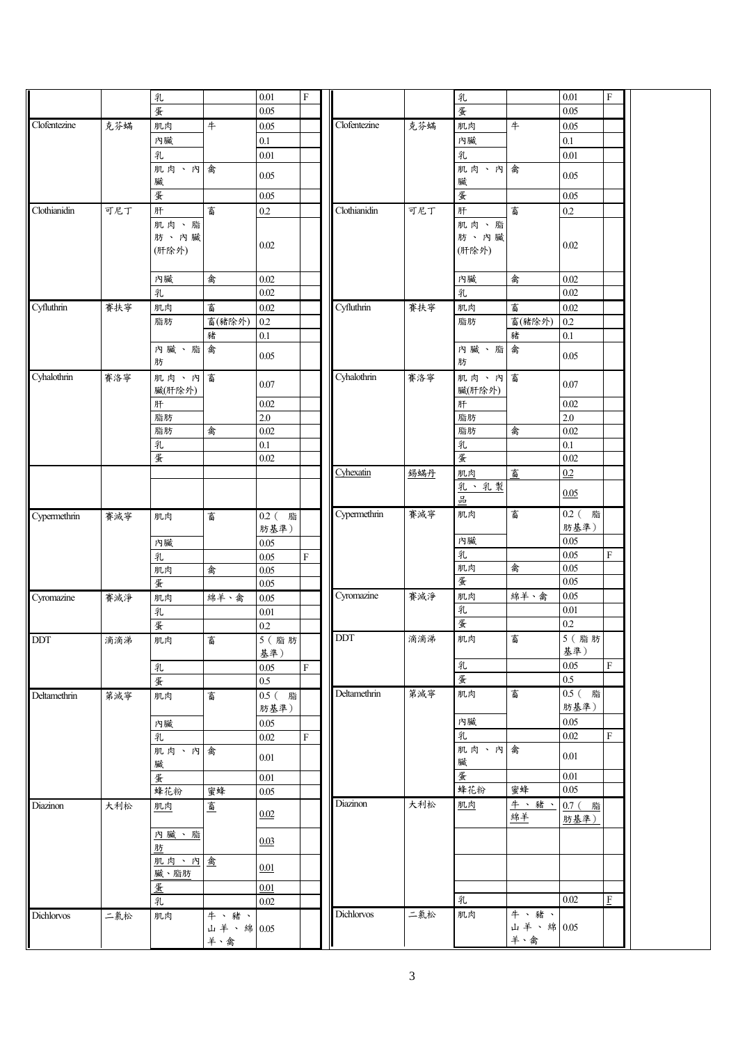| | | | | | | | | | | | |
|---|---|---|---|---|---|---|---|---|---|---|---|
| | | 乳 | | 0.01 | F | | | 乳 | | 0.01 | F |
| | | 蛋 | | 0.05 | | | | 蛋 | | 0.05 | |
| Clofentezine | 克芬蟎 | 肌肉 | 牛 | 0.05 | | Clofentezine | 克芬蟎 | 肌肉 | 牛 | 0.05 | |
| | | 內臟 | | 0.1 | | | | 內臟 | | 0.1 | |
| | | 乳 | | 0.01 | | | | 乳 | | 0.01 | |
| | | 肌肉、內臟 | 禽 | 0.05 | | | | 肌肉、內臟 | 禽 | 0.05 | |
| | | 蛋 | | 0.05 | | | | 蛋 | | 0.05 | |
| Clothianidin | 可尼丁 | 肝 | 畜 | 0.2 | | Clothianidin | 可尼丁 | 肝 | 畜 | 0.2 | |
| | | 肌肉、脂肪、內臟(肝除外) | | 0.02 | | | | 肌肉、脂肪、內臟(肝除外) | | 0.02 | |
| | | 內臟 | 禽 | 0.02 | | | | 內臟 | 禽 | 0.02 | |
| | | 乳 | | 0.02 | | | | 乳 | | 0.02 | |
| Cyfluthrin | 賽扶寧 | 肌肉 | 畜 | 0.02 | | Cyfluthrin | 賽扶寧 | 肌肉 | 畜 | 0.02 | |
| | | 脂肪 | 畜(豬除外) | 0.2 | | | | 脂肪 | 畜(豬除外) | 0.2 | |
| | | | 豬 | 0.1 | | | | | 豬 | 0.1 | |
| | | 內臟、脂肪 | 禽 | 0.05 | | | | 內臟、脂肪 | 禽 | 0.05 | |
| Cyhalothrin | 賽洛寧 | 肌肉、內臟(肝除外) | 畜 | 0.07 | | Cyhalothrin | 賽洛寧 | 肌肉、內臟(肝除外) | 畜 | 0.07 | |
| | | 肝 | | 0.02 | | | | 肝 | | 0.02 | |
| | | 脂肪 | | 2.0 | | | | 脂肪 | | 2.0 | |
| | | 脂肪 | 禽 | 0.02 | | | | 脂肪 | 禽 | 0.02 | |
| | | 乳 | | 0.1 | | | | 乳 | | 0.1 | |
| | | 蛋 | | 0.02 | | | | 蛋 | | 0.02 | |
| | | | | | | Cyhexatin | 錫蟎丹 | 肌肉 | 畜 | 0.2 | |
| | | | | | | | | 乳、乳製品 | | 0.05 | |
| Cypermethrin | 賽滅寧 | 肌肉 | 畜 | 0.2(脂肪基準) | | Cypermethrin | 賽滅寧 | 肌肉 | 畜 | 0.2(脂肪基準) | |
| | | 內臟 | | 0.05 | | | | 內臟 | | 0.05 | |
| | | 乳 | | 0.05 | F | | | 乳 | | 0.05 | F |
| | | 肌肉 | 禽 | 0.05 | | | | 肌肉 | 禽 | 0.05 | |
| | | 蛋 | | 0.05 | | | | 蛋 | | 0.05 | |
| Cyromazine | 賽滅淨 | 肌肉 | 綿羊、禽 | 0.05 | | Cyromazine | 賽滅淨 | 肌肉 | 綿羊、禽 | 0.05 | |
| | | 乳 | | 0.01 | | | | 乳 | | 0.01 | |
| | | 蛋 | | 0.2 | | | | 蛋 | | 0.2 | |
| DDT | 滴滴涕 | 肌肉 | 畜 | 5(脂肪基準) | | DDT | 滴滴涕 | 肌肉 | 畜 | 5(脂肪基準) | |
| | | 乳 | | 0.05 | F | | | 乳 | | 0.05 | F |
| | | 蛋 | | 0.5 | | | | 蛋 | | 0.5 | |
| Deltamethrin | 第滅寧 | 肌肉 | 畜 | 0.5(脂肪基準) | | Deltamethrin | 第滅寧 | 肌肉 | 畜 | 0.5(脂肪基準) | |
| | | 內臟 | | 0.05 | | | | 內臟 | | 0.05 | |
| | | 乳 | | 0.02 | F | | | 乳 | | 0.02 | F |
| | | 肌肉、內臟 | 禽 | 0.01 | | | | 肌肉、內臟 | 禽 | 0.01 | |
| | | 蛋 | | 0.01 | | | | 蛋 | | 0.01 | |
| | | 蜂花粉 | 蜜蜂 | 0.05 | | | | 蜂花粉 | 蜜蜂 | 0.05 | |
| Diazinon | 大利松 | 肌肉 | 畜 | 0.02 | | Diazinon | 大利松 | 肌肉 | 牛、豬、綿羊 | 0.7(脂肪基準) | |
| | | 內臟、脂肪 | | 0.03 | | | | | | | |
| | | 肌肉、內臟、脂肪 | 禽 | 0.01 | | | | | | | |
| | | 蛋 | | 0.01 | | | | | | | |
| | | 乳 | | 0.02 | | | | 乳 | | 0.02 | F |
| Dichlorvos | 二氯松 | 肌肉 | 牛、豬、山羊、綿羊、禽 | 0.05 | | Dichlorvos | 二氯松 | 肌肉 | 牛、豬、山羊、綿羊、禽 | 0.05 | |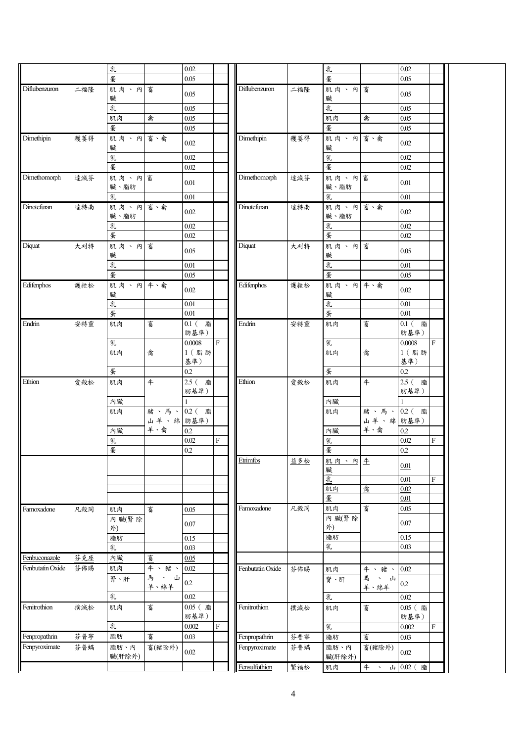| | | | | | | | | | | | |
|---|---|---|---|---|---|---|---|---|---|---|---|
| | | 乳 | | 0.02 | | | | 乳 | | 0.02 | |
| | | 蛋 | | 0.05 | | | | 蛋 | | 0.05 | |
| Diflubenzuron | 二福隆 | 肌肉、內臟 | 畜 | 0.05 | | Diflubenzuron | 二福隆 | 肌肉、內臟 | 畜 | 0.05 | |
| | | 乳 | | 0.05 | | | | 乳 | | 0.05 | |
| | | 肌肉 | 禽 | 0.05 | | | | 肌肉 | 禽 | 0.05 | |
| | | 蛋 | | 0.05 | | | | 蛋 | | 0.05 | |
| Dimethipin | 穫萎得 | 肌肉、內臟 | 畜、禽 | 0.02 | | Dimethipin | 穫萎得 | 肌肉、內臟 | 畜、禽 | 0.02 | |
| | | 乳 | | 0.02 | | | | 乳 | | 0.02 | |
| | | 蛋 | | 0.02 | | | | 蛋 | | 0.02 | |
| Dimethomorph | 達滅芬 | 肌肉、內臟、脂肪 | 畜 | 0.01 | | Dimethomorph | 達滅芬 | 肌肉、內臟、脂肪 | 畜 | 0.01 | |
| | | 乳 | | 0.01 | | | | 乳 | | 0.01 | |
| Dinotefuran | 達特南 | 肌肉、內臟、脂肪 | 畜、禽 | 0.02 | | Dinotefuran | 達特南 | 肌肉、內臟、脂肪 | 畜、禽 | 0.02 | |
| | | 乳 | | 0.02 | | | | 乳 | | 0.02 | |
| | | 蛋 | | 0.02 | | | | 蛋 | | 0.02 | |
| Diquat | 大刈特 | 肌肉、內臟 | 畜 | 0.05 | | Diquat | 大刈特 | 肌肉、內臟 | 畜 | 0.05 | |
| | | 乳 | | 0.01 | | | | 乳 | | 0.01 | |
| | | 蛋 | | 0.05 | | | | 蛋 | | 0.05 | |
| Edifenphos | 護粒松 | 肌肉、內臟 | 牛、禽 | 0.02 | | Edifenphos | 護粒松 | 肌肉、內臟 | 牛、禽 | 0.02 | |
| | | 乳 | | 0.01 | | | | 乳 | | 0.01 | |
| | | 蛋 | | 0.01 | | | | 蛋 | | 0.01 | |
| Endrin | 安特靈 | 肌肉 | 畜 | 0.1（脂肪基準） | | Endrin | 安特靈 | 肌肉 | 畜 | 0.1（脂肪基準） | |
| | | 乳 | | 0.0008 | F | | | 乳 | | 0.0008 | F |
| | | 肌肉 | 禽 | 1（脂肪基準） | | | | 肌肉 | 禽 | 1（脂肪基準） | |
| | | 蛋 | | 0.2 | | | | 蛋 | | 0.2 | |
| Ethion | 愛殺松 | 肌肉 | 牛 | 2.5（脂肪基準） | | Ethion | 愛殺松 | 肌肉 | 牛 | 2.5（脂肪基準） | |
| | | 內臟 | | 1 | | | | 內臟 | | 1 | |
| | | 肌肉 | 豬、馬、山羊、綿羊、禽 | 0.2（脂肪基準） | | | | 肌肉 | 豬、馬、山羊、綿羊、禽 | 0.2（脂肪基準） | |
| | | 內臟 | | 0.2 | | | | 內臟 | | 0.2 | |
| | | 乳 | | 0.02 | F | | | 乳 | | 0.02 | F |
| | | 蛋 | | 0.2 | | | | 蛋 | | 0.2 | |
| | | | | | | Etrimfos | 益多松 | 肌肉、內臟 | 牛 | 0.01 | |
| | | | | | | | | 乳 | | 0.01 | F |
| | | | | | | | | 肌肉 | 禽 | 0.02 | |
| | | | | | | | | 蛋 | | 0.01 | |
| Famoxadone | 凡殺同 | 肌肉 | 畜 | 0.05 | | Famoxadone | 凡殺同 | 肌肉 | 畜 | 0.05 | |
| | | 內臟(腎除外) | | 0.07 | | | | 內臟(腎除外) | | 0.07 | |
| | | 脂肪 | | 0.15 | | | | 脂肪 | | 0.15 | |
| | | 乳 | | 0.03 | | | | 乳 | | 0.03 | |
| Fenbuconazole | 芬克座 | 內臟 | 畜 | 0.05 | | | | | | | |
| Fenbutatin Oxide | 芬佈賜 | 肌肉 | 牛、豬、馬、山羊、綿羊 | 0.02 | | Fenbutatin Oxide | 芬佈賜 | 肌肉 | 牛、豬、馬、山羊、綿羊 | 0.02 | |
| | | 腎、肝 | | 0.2 | | | | 腎、肝 | | 0.2 | |
| | | 乳 | | 0.02 | | | | 乳 | | 0.02 | |
| Fenitrothion | 撲滅松 | 肌肉 | 畜 | 0.05（脂肪基準） | | Fenitrothion | 撲滅松 | 肌肉 | 畜 | 0.05（脂肪基準） | |
| | | 乳 | | 0.002 | F | | | 乳 | | 0.002 | F |
| Fenpropathrin | 芬普寧 | 脂肪 | 畜 | 0.03 | | Fenpropathrin | 芬普寧 | 脂肪 | 畜 | 0.03 | |
| Fenpyroximate | 芬普蟎 | 脂肪、內臟(肝除外) | 畜(豬除外) | 0.02 | | Fenpyroximate | 芬普蟎 | 脂肪、內臟(肝除外) | 畜(豬除外) | 0.02 | |
| | | | | | | Fensulfothion | 繁福松 | 肌肉 | 牛、山 | 0.02（脂 | |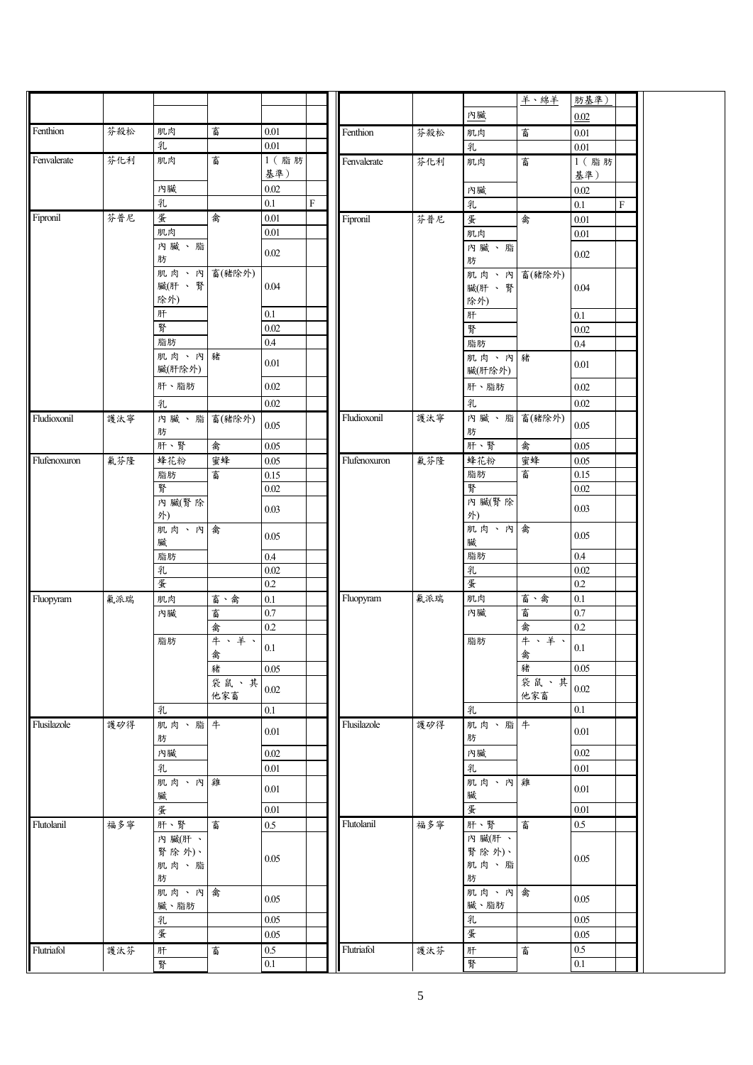| | | | | | | | | | | | |
|---|---|---|---|---|---|---|---|---|---|---|---|
| | | | | | | | | | 羊、綿羊 | 肪基準) | |
| | | | | | | | | 內臟 | | 0.02 | |
| Fenthion | 芬殺松 | 肌肉 | 畜 | 0.01 | | Fenthion | 芬殺松 | 肌肉 | 畜 | 0.01 | |
| | | 乳 | | 0.01 | | | | 乳 | | 0.01 | |
| Fenvalerate | 芬化利 | 肌肉 | 畜 | 1(脂肪基準) | | Fenvalerate | 芬化利 | 肌肉 | 畜 | 1(脂肪基準) | |
| | | 內臟 | | 0.02 | | | | 內臟 | | 0.02 | |
| | | 乳 | | 0.1 | F | | | 乳 | | 0.1 | F |
| Fipronil | 芬普尼 | 蛋 | 禽 | 0.01 | | Fipronil | 芬普尼 | 蛋 | 禽 | 0.01 | |
| | | 肌肉 | | 0.01 | | | | 肌肉 | | 0.01 | |
| | | 內臟、脂肪 | | 0.02 | | | | 內臟、脂肪 | | 0.02 | |
| | | 肌肉、內臟(肝、腎除外) | 畜(豬除外) | 0.04 | | | | 肌肉、內臟(肝、腎除外) | 畜(豬除外) | 0.04 | |
| | | 肝 | | 0.1 | | | | 肝 | | 0.1 | |
| | | 腎 | | 0.02 | | | | 腎 | | 0.02 | |
| | | 脂肪 | | 0.4 | | | | 脂肪 | | 0.4 | |
| | | 肌肉、內臟(肝除外) | 豬 | 0.01 | | | | 肌肉、內臟(肝除外) | 豬 | 0.01 | |
| | | 肝、脂肪 | | 0.02 | | | | 肝、脂肪 | | 0.02 | |
| | | 乳 | | 0.02 | | | | 乳 | | 0.02 | |
| Fludioxonil | 護汰寧 | 內臟、脂肪 | 畜(豬除外) | 0.05 | | Fludioxonil | 護汰寧 | 內臟、脂肪 | 畜(豬除外) | 0.05 | |
| | | 肝、腎 | 禽 | 0.05 | | | | 肝、腎 | 禽 | 0.05 | |
| Flufenoxuron | 氟芬隆 | 蜂花粉 | 蜜蜂 | 0.05 | | Flufenoxuron | 氟芬隆 | 蜂花粉 | 蜜蜂 | 0.05 | |
| | | 脂肪 | 畜 | 0.15 | | | | 脂肪 | 畜 | 0.15 | |
| | | 腎 | | 0.02 | | | | 腎 | | 0.02 | |
| | | 內臟(腎除外) | | 0.03 | | | | 內臟(腎除外) | | 0.03 | |
| | | 肌肉、內臟 | 禽 | 0.05 | | | | 肌肉、內臟 | 禽 | 0.05 | |
| | | 脂肪 | | 0.4 | | | | 脂肪 | | 0.4 | |
| | | 乳 | | 0.02 | | | | 乳 | | 0.02 | |
| | | 蛋 | | 0.2 | | | | 蛋 | | 0.2 | |
| Fluopyram | 氟派瑞 | 肌肉 | 畜、禽 | 0.1 | | Fluopyram | 氟派瑞 | 肌肉 | 畜、禽 | 0.1 | |
| | | 內臟 | 畜 | 0.7 | | | | 內臟 | 畜 | 0.7 | |
| | | | 禽 | 0.2 | | | | | 禽 | 0.2 | |
| | | 脂肪 | 牛、羊、禽 | 0.1 | | | | 脂肪 | 牛、羊、禽 | 0.1 | |
| | | | 豬 | 0.05 | | | | | 豬 | 0.05 | |
| | | | 袋鼠、其他家畜 | 0.02 | | | | | 袋鼠、其他家畜 | 0.02 | |
| | | 乳 | | 0.1 | | | | 乳 | | 0.1 | |
| Flusilazole | 護矽得 | 肌肉、脂肪 | 牛 | 0.01 | | Flusilazole | 護矽得 | 肌肉、脂肪 | 牛 | 0.01 | |
| | | 內臟 | | 0.02 | | | | 內臟 | | 0.02 | |
| | | 乳 | | 0.01 | | | | 乳 | | 0.01 | |
| | | 肌肉、內臟 | 雞 | 0.01 | | | | 肌肉、內臟 | 雞 | 0.01 | |
| | | 蛋 | | 0.01 | | | | 蛋 | | 0.01 | |
| Flutolanil | 福多寧 | 肝、腎 | 畜 | 0.5 | | Flutolanil | 福多寧 | 肝、腎 | 畜 | 0.5 | |
| | | 內臟(肝、腎除外)、肌肉、脂肪 | | 0.05 | | | | 內臟(肝、腎除外)、肌肉、脂肪 | | 0.05 | |
| | | 肌肉、內臟、脂肪 | 禽 | 0.05 | | | | 肌肉、內臟、脂肪 | 禽 | 0.05 | |
| | | 乳 | | 0.05 | | | | 乳 | | 0.05 | |
| | | 蛋 | | 0.05 | | | | 蛋 | | 0.05 | |
| Flutriafol | 護汰芬 | 肝 | 畜 | 0.5 | | Flutriafol | 護汰芬 | 肝 | 畜 | 0.5 | |
| | | 腎 | | 0.1 | | | | 腎 | | 0.1 | |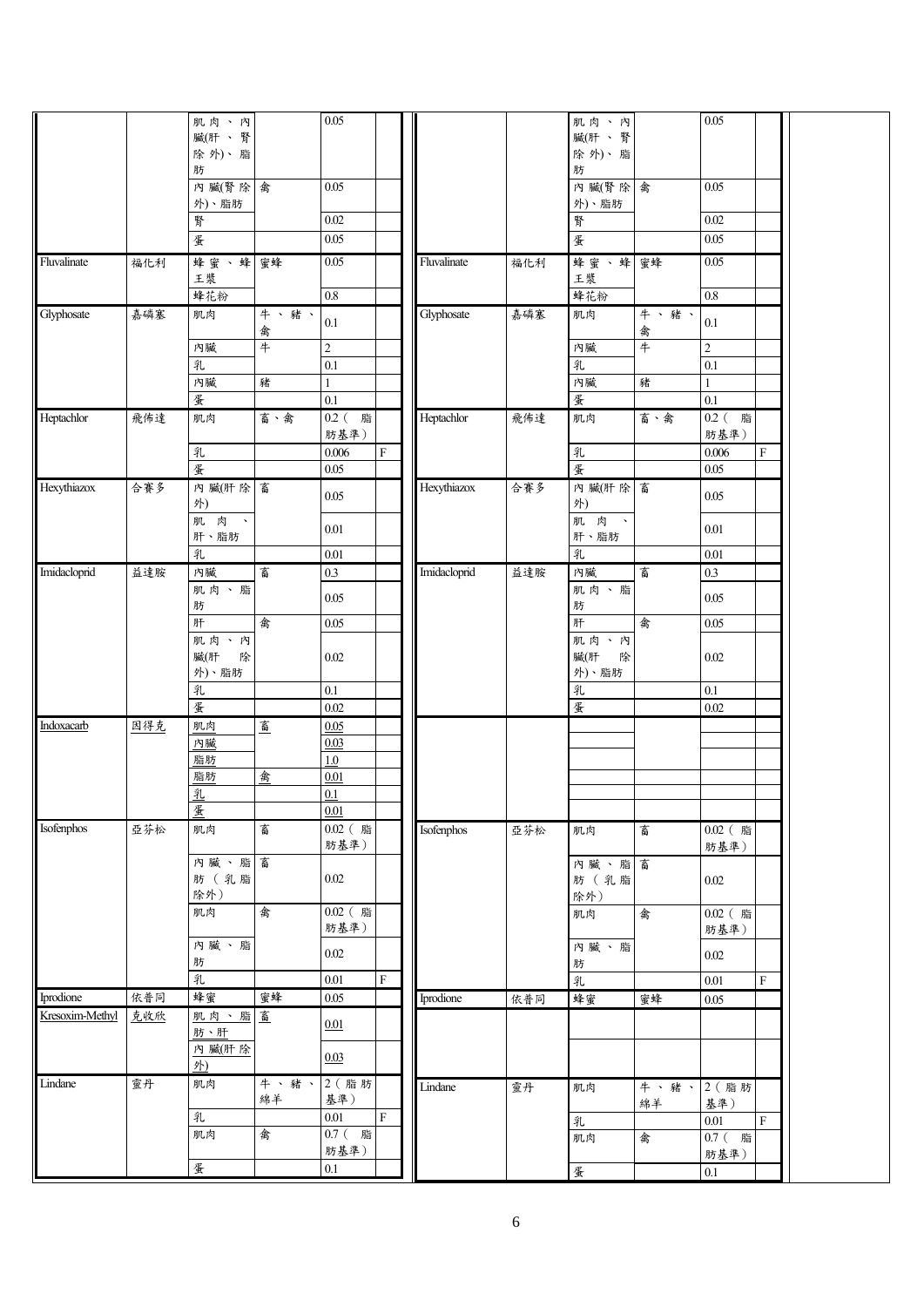| | | | | | | | | | | | |
|---|---|---|---|---|---|---|---|---|---|---|---|
| | | 肌肉、內臟(肝、腎除外)、脂肪 | | 0.05 | | | | 肌肉、內臟(肝、腎除外)、脂肪 | | 0.05 | |
| | | 內臟(腎除外)、脂肪 | 禽 | 0.05 | | | | 內臟(腎除外)、脂肪 | 禽 | 0.05 | |
| | | 腎 | | 0.02 | | | | 腎 | | 0.02 | |
| | | 蛋 | | 0.05 | | | | 蛋 | | 0.05 | |
| Fluvalinate | 福化利 | 蜂蜜、蜂王漿 | 蜜蜂 | 0.05 | | Fluvalinate | 福化利 | 蜂蜜、蜂王漿 | 蜜蜂 | 0.05 | |
| | | 蜂花粉 | | 0.8 | | | | 蜂花粉 | | 0.8 | |
| Glyphosate | 嘉磷塞 | 肌肉 | 牛、豬、禽 | 0.1 | | Glyphosate | 嘉磷塞 | 肌肉 | 牛、豬、禽 | 0.1 | |
| | | 內臟 | 牛 | 2 | | | | 內臟 | 牛 | 2 | |
| | | 乳 | | 0.1 | | | | 乳 | | 0.1 | |
| | | 內臟 | 豬 | 1 | | | | 內臟 | 豬 | 1 | |
| | | 蛋 | | 0.1 | | | | 蛋 | | 0.1 | |
| Heptachlor | 飛佈達 | 肌肉 | 畜、禽 | 0.2(脂肪基準) | | Heptachlor | 飛佈達 | 肌肉 | 畜、禽 | 0.2(脂肪基準) | |
| | | 乳 | | 0.006 | F | | | 乳 | | 0.006 | F |
| | | 蛋 | | 0.05 | | | | 蛋 | | 0.05 | |
| Hexythiazox | 合賽多 | 內臟(肝除外) | 畜 | 0.05 | | Hexythiazox | 合賽多 | 內臟(肝除外) | 畜 | 0.05 | |
| | | 肌肉、肝、脂肪 | | 0.01 | | | | 肌肉、肝、脂肪 | | 0.01 | |
| | | 乳 | | 0.01 | | | | 乳 | | 0.01 | |
| Imidacloprid | 益達胺 | 內臟 | 畜 | 0.3 | | Imidacloprid | 益達胺 | 內臟 | 畜 | 0.3 | |
| | | 肌肉、脂肪 | | 0.05 | | | | 肌肉、脂肪 | | 0.05 | |
| | | 肝 | 禽 | 0.05 | | | | 肝 | 禽 | 0.05 | |
| | | 肌肉、內臟(肝除外)、脂肪 | | 0.02 | | | | 肌肉、內臟(肝除外)、脂肪 | | 0.02 | |
| | | 乳 | | 0.1 | | | | 乳 | | 0.1 | |
| | | 蛋 | | 0.02 | | | | 蛋 | | 0.02 | |
| Indoxacarb | 因得克 | 肌肉 | 畜 | 0.05 | | | | | | | |
| | | 內臟 | | 0.03 | | | | | | | |
| | | 脂肪 | | 1.0 | | | | | | | |
| | | 脂肪 | 禽 | 0.01 | | | | | | | |
| | | 乳 | | 0.1 | | | | | | | |
| | | 蛋 | | 0.01 | | | | | | | |
| Isofenphos | 亞芬松 | 肌肉 | 畜 | 0.02(脂肪基準) | | Isofenphos | 亞芬松 | 肌肉 | 畜 | 0.02(脂肪基準) | |
| | | 內臟、脂肪(乳脂除外) | 畜 | 0.02 | | | | 內臟、脂肪(乳脂除外) | 畜 | 0.02 | |
| | | 肌肉 | 禽 | 0.02(脂肪基準) | | | | 肌肉 | 禽 | 0.02(脂肪基準) | |
| | | 內臟、脂肪 | | 0.02 | | | | 內臟、脂肪 | | 0.02 | |
| | | 乳 | | 0.01 | F | | | 乳 | | 0.01 | F |
| Iprodione | 依普同 | 蜂蜜 | 蜜蜂 | 0.05 | | Iprodione | 依普同 | 蜂蜜 | 蜜蜂 | 0.05 | |
| Kresoxim-Methyl | 克收欣 | 肌肉、脂肪、肝 | 畜 | 0.01 | | | | | | | |
| | | 內臟(肝除外) | | 0.03 | | | | | | | |
| Lindane | 靈丹 | 肌肉 | 牛、豬、綿羊 | 2(脂肪基準) | | Lindane | 靈丹 | 肌肉 | 牛、豬、綿羊 | 2(脂肪基準) | |
| | | 乳 | | 0.01 | F | | | 乳 | | 0.01 | F |
| | | 肌肉 | 禽 | 0.7(脂肪基準) | | | | 肌肉 | 禽 | 0.7(脂肪基準) | |
| | | 蛋 | | 0.1 | | | | 蛋 | | 0.1 | |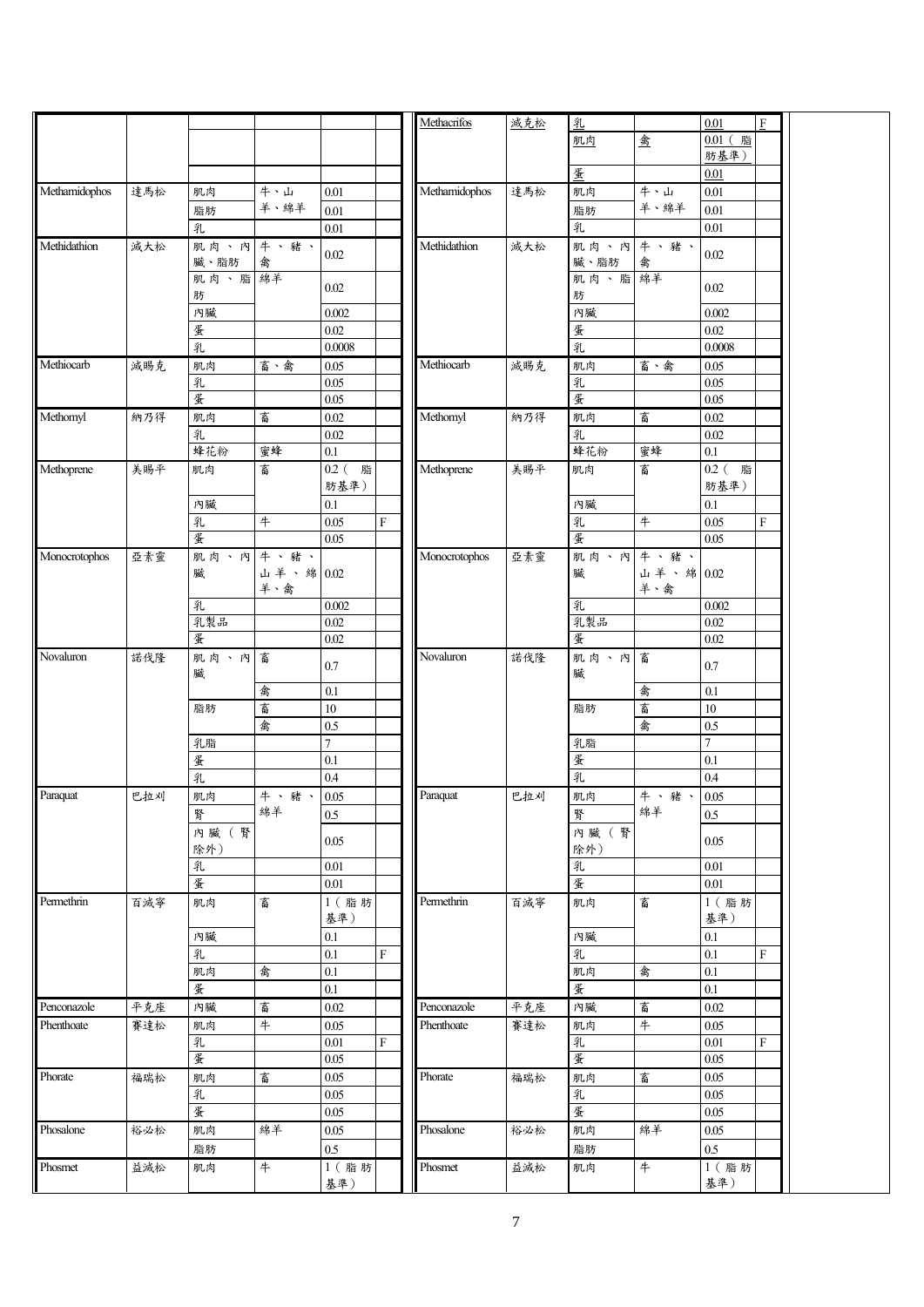| | | | | | | Methacrifos | 滅克松 | 乳 | | 0.01 | F |
|---|---|---|---|---|---|---|---|---|---|---|---|
| | | | | | | | | 肌肉 | 禽 | 0.01（脂肪基準） | |
| | | | | | | | | 蛋 | | 0.01 | |
| Methamidophos | 達馬松 | 肌肉 | 牛、山羊、綿羊 | 0.01 | | Methamidophos | 達馬松 | 肌肉 | 牛、山羊、綿羊 | 0.01 | |
| | | 脂肪 | | 0.01 | | | | 脂肪 | | 0.01 | |
| | | 乳 | | 0.01 | | | | 乳 | | 0.01 | |
| Methidathion | 滅大松 | 肌肉、內臟、脂肪 | 牛、豬、禽 | 0.02 | | Methidathion | 滅大松 | 肌肉、內臟、脂肪 | 牛、豬、禽 | 0.02 | |
| | | 肌肉、脂肪 | 綿羊 | 0.02 | | | | 肌肉、脂肪 | 綿羊 | 0.02 | |
| | | 內臟 | | 0.002 | | | | 內臟 | | 0.002 | |
| | | 蛋 | | 0.02 | | | | 蛋 | | 0.02 | |
| | | 乳 | | 0.0008 | | | | 乳 | | 0.0008 | |
| Methiocarb | 滅賜克 | 肌肉 | 畜、禽 | 0.05 | | Methiocarb | 滅賜克 | 肌肉 | 畜、禽 | 0.05 | |
| | | 乳 | | 0.05 | | | | 乳 | | 0.05 | |
| | | 蛋 | | 0.05 | | | | 蛋 | | 0.05 | |
| Methomyl | 納乃得 | 肌肉 | 畜 | 0.02 | | Methomyl | 納乃得 | 肌肉 | 畜 | 0.02 | |
| | | 乳 | | 0.02 | | | | 乳 | | 0.02 | |
| | | 蜂花粉 | 蜜蜂 | 0.1 | | | | 蜂花粉 | 蜜蜂 | 0.1 | |
| Methoprene | 美賜平 | 肌肉 | 畜 | 0.2（脂肪基準） | | Methoprene | 美賜平 | 肌肉 | 畜 | 0.2（脂肪基準） | |
| | | 內臟 | | 0.1 | | | | 內臟 | | 0.1 | |
| | | 乳 | 牛 | 0.05 | F | | | 乳 | 牛 | 0.05 | F |
| | | 蛋 | | 0.05 | | | | 蛋 | | 0.05 | |
| Monocrotophos | 亞素靈 | 肌肉、內臟 | 牛、豬、山羊、綿羊、禽 | 0.02 | | Monocrotophos | 亞素靈 | 肌肉、內臟 | 牛、豬、山羊、綿羊、禽 | 0.02 | |
| | | 乳 | | 0.002 | | | | 乳 | | 0.002 | |
| | | 乳製品 | | 0.02 | | | | 乳製品 | | 0.02 | |
| | | 蛋 | | 0.02 | | | | 蛋 | | 0.02 | |
| Novaluron | 諾伐隆 | 肌肉、內臟 | 畜 | 0.7 | | Novaluron | 諾伐隆 | 肌肉、內臟 | 畜 | 0.7 | |
| | | | 禽 | 0.1 | | | | | 禽 | 0.1 | |
| | | 脂肪 | 畜 | 10 | | | | 脂肪 | 畜 | 10 | |
| | | | 禽 | 0.5 | | | | | 禽 | 0.5 | |
| | | 乳脂 | | 7 | | | | 乳脂 | | 7 | |
| | | 蛋 | | 0.1 | | | | 蛋 | | 0.1 | |
| | | 乳 | | 0.4 | | | | 乳 | | 0.4 | |
| Paraquat | 巴拉刈 | 肌肉 | 牛、豬、綿羊 | 0.05 | | Paraquat | 巴拉刈 | 肌肉 | 牛、豬、綿羊 | 0.05 | |
| | | 腎 | | 0.5 | | | | 腎 | | 0.5 | |
| | | 內臟（腎除外） | | 0.05 | | | | 內臟（腎除外） | | 0.05 | |
| | | 乳 | | 0.01 | | | | 乳 | | 0.01 | |
| | | 蛋 | | 0.01 | | | | 蛋 | | 0.01 | |
| Permethrin | 百滅寧 | 肌肉 | 畜 | 1（脂肪基準） | | Permethrin | 百滅寧 | 肌肉 | 畜 | 1（脂肪基準） | |
| | | 內臟 | | 0.1 | | | | 內臟 | | 0.1 | |
| | | 乳 | | 0.1 | F | | | 乳 | | 0.1 | F |
| | | 肌肉 | 禽 | 0.1 | | | | 肌肉 | 禽 | 0.1 | |
| | | 蛋 | | 0.1 | | | | 蛋 | | 0.1 | |
| Penconazole | 平克座 | 內臟 | 畜 | 0.02 | | Penconazole | 平克座 | 內臟 | 畜 | 0.02 | |
| Phenthoate | 賽達松 | 肌肉 | 牛 | 0.05 | | Phenthoate | 賽達松 | 肌肉 | 牛 | 0.05 | |
| | | 乳 | | 0.01 | F | | | 乳 | | 0.01 | F |
| | | 蛋 | | 0.05 | | | | 蛋 | | 0.05 | |
| Phorate | 福瑞松 | 肌肉 | 畜 | 0.05 | | Phorate | 福瑞松 | 肌肉 | 畜 | 0.05 | |
| | | 乳 | | 0.05 | | | | 乳 | | 0.05 | |
| | | 蛋 | | 0.05 | | | | 蛋 | | 0.05 | |
| Phosalone | 裕必松 | 肌肉 | 綿羊 | 0.05 | | Phosalone | 裕必松 | 肌肉 | 綿羊 | 0.05 | |
| | | 脂肪 | | 0.5 | | | | 脂肪 | | 0.5 | |
| Phosmet | 益滅松 | 肌肉 | 牛 | 1（脂肪基準） | | Phosmet | 益滅松 | 肌肉 | 牛 | 1（脂肪基準） | |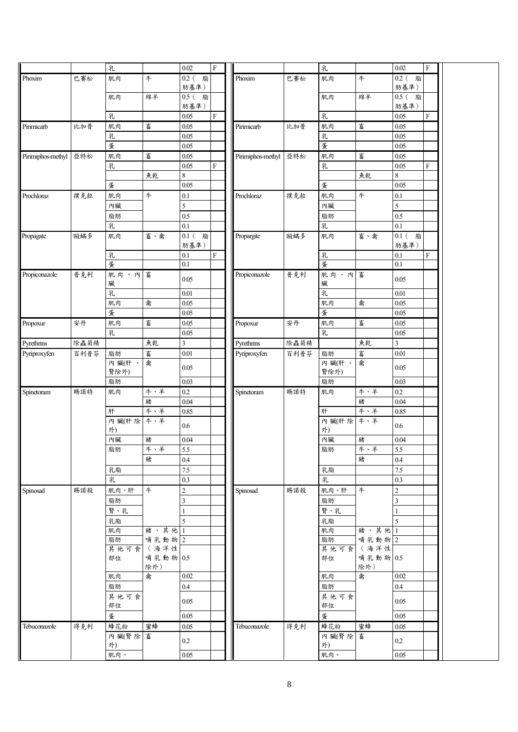| | | | | | | | | | | | | |
|---|---|---|---|---|---|---|---|---|---|---|---|---|
| | | 乳 | | 0.02 | F | | | 乳 | | 0.02 | F |
| Phoxim | 巴賽松 | 肌肉 | 牛 | 0.2（脂肪基準） | | Phoxim | 巴賽松 | 肌肉 | 牛 | 0.2（脂肪基準） | |
| | | 肌肉 | 綿羊 | 0.5（脂肪基準） | | | | 肌肉 | 綿羊 | 0.5（脂肪基準） | |
| | | 乳 | | 0.05 | F | | | 乳 | | 0.05 | F |
| Pirimicarb | 比加普 | 肌肉 | 畜 | 0.05 | | Pirimicarb | 比加普 | 肌肉 | 畜 | 0.05 | |
| | | 乳 | | 0.05 | | | | 乳 | | 0.05 | |
| | | 蛋 | | 0.05 | | | | 蛋 | | 0.05 | |
| Pirimiphos-methyl | 亞特松 | 肌肉 | 畜 | 0.05 | | Pirimiphos-methyl | 亞特松 | 肌肉 | 畜 | 0.05 | |
| | | 乳 | | 0.05 | F | | | 乳 | | 0.05 | F |
| | | | 魚乾 | 8 | | | | | 魚乾 | 8 | |
| | | 蛋 | | 0.05 | | | | 蛋 | | 0.05 | |
| Prochloraz | 撲克拉 | 肌肉 | 牛 | 0.1 | | Prochloraz | 撲克拉 | 肌肉 | 牛 | 0.1 | |
| | | 內臟 | | 5 | | | | 內臟 | | 5 | |
| | | 脂肪 | | 0.5 | | | | 脂肪 | | 0.5 | |
| | | 乳 | | 0.1 | | | | 乳 | | 0.1 | |
| Propagate | 毆蟎多 | 肌肉 | 畜、禽 | 0.1（脂肪基準） | | Propargite | 毆蟎多 | 肌肉 | 畜、禽 | 0.1（脂肪基準） | |
| | | 乳 | | 0.1 | F | | | 乳 | | 0.1 | F |
| | | 蛋 | | 0.1 | | | | 蛋 | | 0.1 | |
| Propiconazole | 普克利 | 肌肉、內臟 | 畜 | 0.05 | | Propiconazole | 普克利 | 肌肉、內臟 | 畜 | 0.05 | |
| | | 乳 | | 0.01 | | | | 乳 | | 0.01 | |
| | | 肌肉 | 禽 | 0.05 | | | | 肌肉 | 禽 | 0.05 | |
| | | 蛋 | | 0.05 | | | | 蛋 | | 0.05 | |
| Propoxur | 安丹 | 肌肉 | 畜 | 0.05 | | Propoxur | 安丹 | 肌肉 | 畜 | 0.05 | |
| | | 乳 | | 0.05 | | | | 乳 | | 0.05 | |
| Pyrethrins | 除蟲菊精 | | 魚乾 | 3 | | Pyrethrins | 除蟲菊精 | | 魚乾 | 3 | |
| Pyriproxyfen | 百利普芬 | 脂肪 | 畜 | 0.01 | | Pyriproxyfen | 百利普芬 | 脂肪 | 畜 | 0.01 | |
| | | 內臟(肝、腎除外) | 禽 | 0.05 | | | | 內臟(肝、腎除外) | 禽 | 0.05 | |
| | | 脂肪 | | 0.03 | | | | 脂肪 | | 0.03 | |
| Spinetoram | 賜諾特 | 肌肉 | 牛、羊 | 0.2 | | Spinetoram | 賜諾特 | 肌肉 | 牛、羊 | 0.2 | |
| | | | 豬 | 0.04 | | | | | 豬 | 0.04 | |
| | | 肝 | 牛、羊 | 0.85 | | | | 肝 | 牛、羊 | 0.85 | |
| | | 內臟(肝除外) | 牛、羊 | 0.6 | | | | 內臟(肝除外) | 牛、羊 | 0.6 | |
| | | 內臟 | 豬 | 0.04 | | | | 內臟 | 豬 | 0.04 | |
| | | 脂肪 | 牛、羊 | 5.5 | | | | 脂肪 | 牛、羊 | 5.5 | |
| | | | 豬 | 0.4 | | | | | 豬 | 0.4 | |
| | | 乳脂 | | 7.5 | | | | 乳脂 | | 7.5 | |
| | | 乳 | | 0.3 | | | | 乳 | | 0.3 | |
| Spinosad | 賜諾殺 | 肌肉、肝 | 牛 | 2 | | Spinosad | 賜諾殺 | 肌肉、肝 | 牛 | 2 | |
| | | 脂肪 | | 3 | | | | 脂肪 | | 3 | |
| | | 腎、乳 | | 1 | | | | 腎、乳 | | 1 | |
| | | 乳脂 | | 5 | | | | 乳脂 | | 5 | |
| | | 肌肉 | 豬、其他哺乳動物（海洋性哺乳動物除外） | 1 | | | | 肌肉 | 豬、其他哺乳動物（海洋性哺乳動物除外） | 1 | |
| | | 脂肪 | | 2 | | | | 脂肪 | | 2 | |
| | | 其他可食部位 | | 0.5 | | | | 其他可食部位 | | 0.5 | |
| | | 肌肉 | 禽 | 0.02 | | | | 肌肉 | 禽 | 0.02 | |
| | | 脂肪 | | 0.4 | | | | 脂肪 | | 0.4 | |
| | | 其他可食部位 | | 0.05 | | | | 其他可食部位 | | 0.05 | |
| | | 蛋 | | 0.05 | | | | 蛋 | | 0.05 | |
| Tebuconazole | 得克利 | 蜂花粉 | 蜜蜂 | 0.05 | | Tebuconazole | 得克利 | 蜂花粉 | 蜜蜂 | 0.05 | |
| | | 內臟(腎除外) | 畜 | 0.2 | | | | 內臟(腎除外) | 畜 | 0.2 | |
| | | 肌肉、 | | 0.05 | | | | 肌肉、 | | 0.05 | |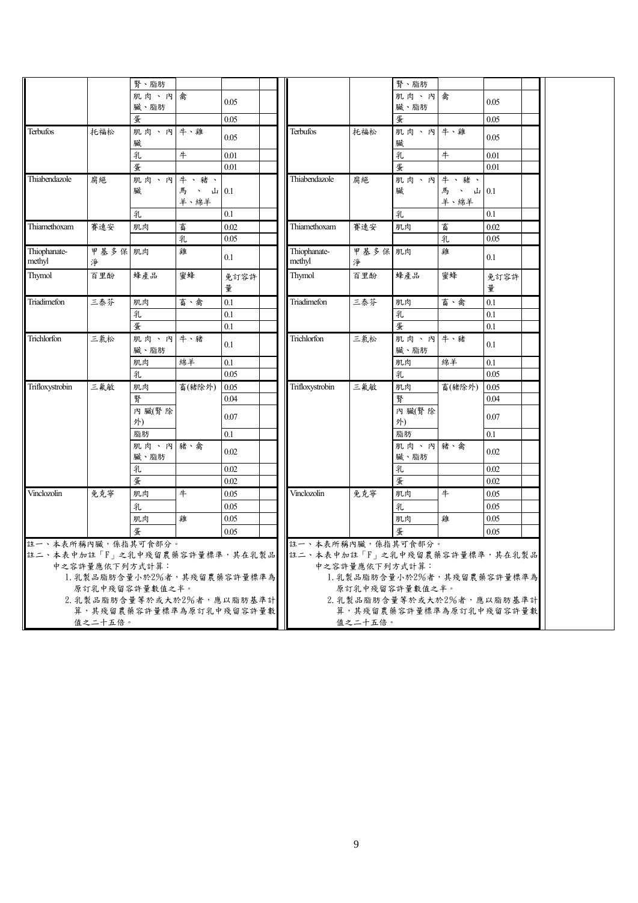| | | | | | | | | | | | |
|---|---|---|---|---|---|---|---|---|---|---|---|
| | | 腎、脂肪 | | | | | | 腎、脂肪 | | | |
| | | 肌肉、內臟、脂肪 | 禽 | 0.05 | | | | 肌肉、內臟、脂肪 | 禽 | 0.05 | |
| | | 蛋 | | 0.05 | | | | 蛋 | | 0.05 | |
| Terbufos | 托福松 | 肌肉、內臟 | 牛、雞 | 0.05 | | Terbufos | 托福松 | 肌肉、內臟 | 牛、雞 | 0.05 | |
| | | 乳 | 牛 | 0.01 | | | | 乳 | 牛 | 0.01 | |
| | | 蛋 | | 0.01 | | | | 蛋 | | 0.01 | |
| Thiabendazole | 腐絕 | 肌肉、內臟 | 牛、豬、馬、山羊、綿羊 | 0.1 | | Thiabendazole | 腐絕 | 肌肉、內臟 | 牛、豬、馬、山羊、綿羊 | 0.1 | |
| | | 乳 | | 0.1 | | | | 乳 | | 0.1 | |
| Thiamethoxam | 賽速安 | 肌肉 | 畜 | 0.02 | | Thiamethoxam | 賽速安 | 肌肉 | 畜 | 0.02 | |
| | | | 乳 | 0.05 | | | | | 乳 | 0.05 | |
| Thiophanate-methyl | 甲基多保淨 | 肌肉 | 雞 | 0.1 | | Thiophanate-methyl | 甲基多保淨 | 肌肉 | 雞 | 0.1 | |
| Thymol | 百里酚 | 蜂產品 | 蜜蜂 | 免訂容許量 | | Thymol | 百里酚 | 蜂產品 | 蜜蜂 | 免訂容許量 | |
| Triadimefon | 三泰芬 | 肌肉 | 畜、禽 | 0.1 | | Triadimefon | 三泰芬 | 肌肉 | 畜、禽 | 0.1 | |
| | | 乳 | | 0.1 | | | | 乳 | | 0.1 | |
| | | 蛋 | | 0.1 | | | | 蛋 | | 0.1 | |
| Trichlorfon | 三氯松 | 肌肉、內臟、脂肪 | 牛、豬 | 0.1 | | Trichlorfon | 三氯松 | 肌肉、內臟、脂肪 | 牛、豬 | 0.1 | |
| | | 肌肉 | 綿羊 | 0.1 | | | | 肌肉 | 綿羊 | 0.1 | |
| | | 乳 | | 0.05 | | | | 乳 | | 0.05 | |
| Trifloxystrobin | 三氟敏 | 肌肉 | 畜(豬除外) | 0.05 | | Trifloxystrobin | 三氟敏 | 肌肉 | 畜(豬除外) | 0.05 | |
| | | 腎 | | 0.04 | | | | 腎 | | 0.04 | |
| | | 內臟(腎除外) | | 0.07 | | | | 內臟(腎除外) | | 0.07 | |
| | | 脂肪 | | 0.1 | | | | 脂肪 | | 0.1 | |
| | | 肌肉、內臟、脂肪 | 豬、禽 | 0.02 | | | | 肌肉、內臟、脂肪 | 豬、禽 | 0.02 | |
| | | 乳 | | 0.02 | | | | 乳 | | 0.02 | |
| | | 蛋 | | 0.02 | | | | 蛋 | | 0.02 | |
| Vinclozolin | 免克寧 | 肌肉 | 牛 | 0.05 | | Vinclozolin | 免克寧 | 肌肉 | 牛 | 0.05 | |
| | | 乳 | | 0.05 | | | | 乳 | | 0.05 | |
| | | 肌肉 | 雞 | 0.05 | | | | 肌肉 | 雞 | 0.05 | |
| | | 蛋 | | 0.05 | | | | 蛋 | | 0.05 | |

註一、本表所稱內臟，係指其可食部分。
註二、本表中加註「F」之乳中殘留農藥容許量標準，其在乳製品中之容許量應依下列方式計算：
1. 乳製品脂肪含量小於2%者，其殘留農藥容許量標準為原訂乳中殘留容許量數值之半。
2. 乳製品脂肪含量等於或大於2%者，應以脂肪基準計算，其殘留農藥容許量標準為原訂乳中殘留容許量數值之二十五倍。

註一、本表所稱內臟，係指其可食部分。
註二、本表中加註「F」之乳中殘留農藥容許量標準，其在乳製品中之容許量應依下列方式計算：
1. 乳製品脂肪含量小於2%者，其殘留農藥容許量標準為原訂乳中殘留容許量數值之半。
2. 乳製品脂肪含量等於或大於2%者，應以脂肪基準計算，其殘留農藥容許量標準為原訂乳中殘留容許量數值之二十五倍。